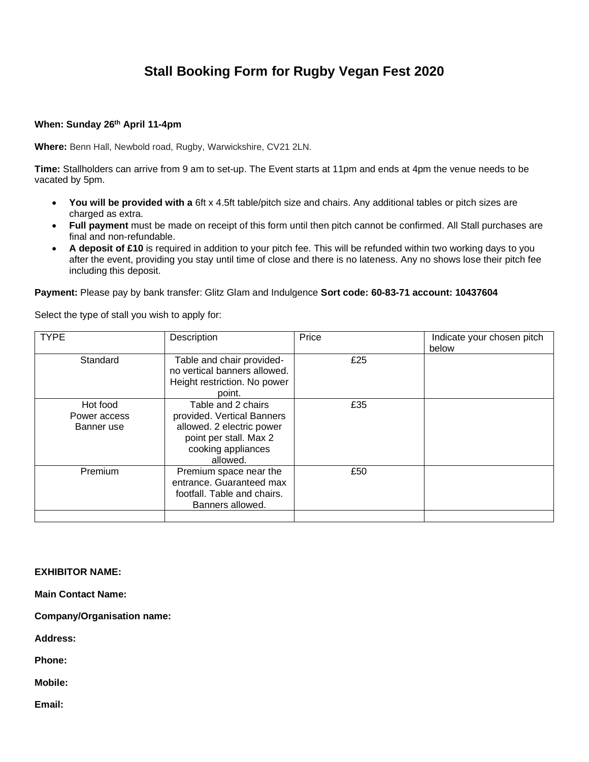# Stall Booking Form for Rugby Vegan Fest 2020

**When: Sunday 26th April 11-4pm**

**Where:** Benn Hall, Newbold road, Rugby, Warwickshire, CV21 2LN.

**Time:** Stallholders can arrive from 9 am to set-up. The Event starts at 11pm and ends at 4pm the venue needs to be vacated by 5pm.

- **You will be provided with a** 6ft x 4.5ft table/pitch size and chairs. Any additional tables or pitch sizes are charged as extra.
- **Full payment** must be made on receipt of this form until then pitch cannot be confirmed. All Stall purchases are final and non-refundable.
- **A deposit of £10** is required in addition to your pitch fee. This will be refunded within two working days to you after the event, providing you stay until time of close and there is no lateness. Any no shows lose their pitch fee including this deposit.

**Payment:** Please pay by bank transfer: Glitz Glam and Indulgence **Sort code: 60-83-71 account: 10437604**

Select the type of stall you wish to apply for:

| TYPE | Description | Price | Indicate your chosen pitch below |
|---|---|---|---|
| Standard | Table and chair provided- no vertical banners allowed. Height restriction. No power point. | £25 | |
| Hot food Power access Banner use | Table and 2 chairs provided. Vertical Banners allowed. 2 electric power point per stall. Max 2 cooking appliances allowed. | £35 | |
| Premium | Premium space near the entrance. Guaranteed max footfall. Table and chairs. Banners allowed. | £50 | |
| | | | |

**EXHIBITOR NAME:**

**Main Contact Name:**

**Company/Organisation name:**

**Address:**

**Phone:**

**Mobile:**

**Email:**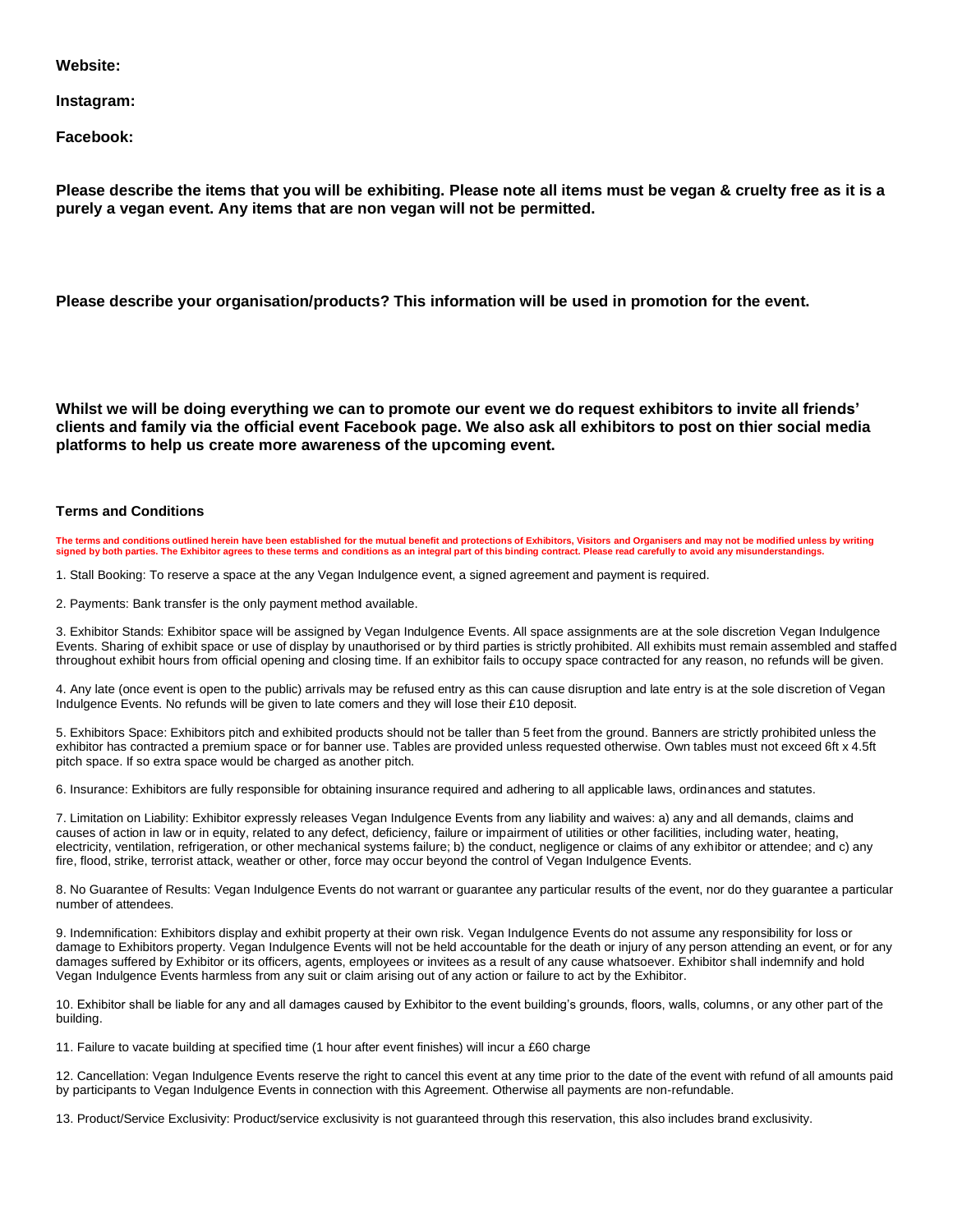**Website:**

**Instagram:**

**Facebook:**

**Please describe the items that you will be exhibiting. Please note all items must be vegan & cruelty free as it is a purely a vegan event. Any items that are non vegan will not be permitted.**

**Please describe your organisation/products? This information will be used in promotion for the event.**

**Whilst we will be doing everything we can to promote our event we do request exhibitors to invite all friends' clients and family via the official event Facebook page. We also ask all exhibitors to post on thier social media platforms to help us create more awareness of the upcoming event.**

**Terms and Conditions**

**The terms and conditions outlined herein have been established for the mutual benefit and protections of Exhibitors, Visitors and Organisers and may not be modified unless by writing signed by both parties. The Exhibitor agrees to these terms and conditions as an integral part of this binding contract. Please read carefully to avoid any misunderstandings.**

1. Stall Booking: To reserve a space at the any Vegan Indulgence event, a signed agreement and payment is required.

2. Payments: Bank transfer is the only payment method available.

3. Exhibitor Stands: Exhibitor space will be assigned by Vegan Indulgence Events. All space assignments are at the sole discretion Vegan Indulgence Events. Sharing of exhibit space or use of display by unauthorised or by third parties is strictly prohibited. All exhibits must remain assembled and staffed throughout exhibit hours from official opening and closing time. If an exhibitor fails to occupy space contracted for any reason, no refunds will be given.

4. Any late (once event is open to the public) arrivals may be refused entry as this can cause disruption and late entry is at the sole discretion of Vegan Indulgence Events. No refunds will be given to late comers and they will lose their £10 deposit.

5. Exhibitors Space: Exhibitors pitch and exhibited products should not be taller than 5 feet from the ground. Banners are strictly prohibited unless the exhibitor has contracted a premium space or for banner use. Tables are provided unless requested otherwise. Own tables must not exceed 6ft x 4.5ft pitch space. If so extra space would be charged as another pitch.

6. Insurance: Exhibitors are fully responsible for obtaining insurance required and adhering to all applicable laws, ordinances and statutes.

7. Limitation on Liability: Exhibitor expressly releases Vegan Indulgence Events from any liability and waives: a) any and all demands, claims and causes of action in law or in equity, related to any defect, deficiency, failure or impairment of utilities or other facilities, including water, heating, electricity, ventilation, refrigeration, or other mechanical systems failure; b) the conduct, negligence or claims of any exhibitor or attendee; and c) any fire, flood, strike, terrorist attack, weather or other, force may occur beyond the control of Vegan Indulgence Events.

8. No Guarantee of Results: Vegan Indulgence Events do not warrant or guarantee any particular results of the event, nor do they guarantee a particular number of attendees.

9. Indemnification: Exhibitors display and exhibit property at their own risk. Vegan Indulgence Events do not assume any responsibility for loss or damage to Exhibitors property. Vegan Indulgence Events will not be held accountable for the death or injury of any person attending an event, or for any damages suffered by Exhibitor or its officers, agents, employees or invitees as a result of any cause whatsoever. Exhibitor shall indemnify and hold Vegan Indulgence Events harmless from any suit or claim arising out of any action or failure to act by the Exhibitor.

10. Exhibitor shall be liable for any and all damages caused by Exhibitor to the event building's grounds, floors, walls, columns, or any other part of the building.

11. Failure to vacate building at specified time (1 hour after event finishes) will incur a £60 charge

12. Cancellation: Vegan Indulgence Events reserve the right to cancel this event at any time prior to the date of the event with refund of all amounts paid by participants to Vegan Indulgence Events in connection with this Agreement. Otherwise all payments are non-refundable.

13. Product/Service Exclusivity: Product/service exclusivity is not guaranteed through this reservation, this also includes brand exclusivity.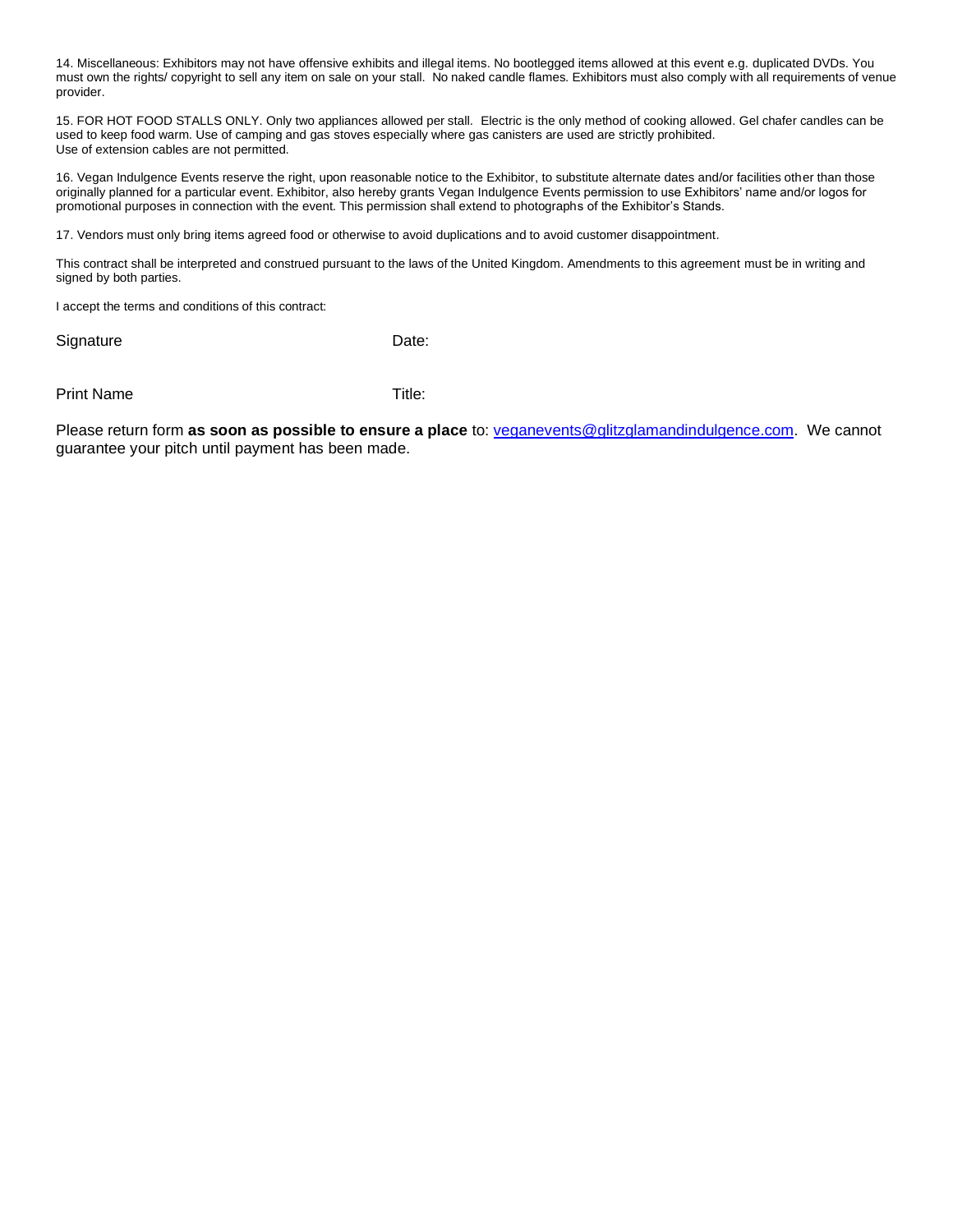14. Miscellaneous: Exhibitors may not have offensive exhibits and illegal items. No bootlegged items allowed at this event e.g. duplicated DVDs. You must own the rights/ copyright to sell any item on sale on your stall. No naked candle flames. Exhibitors must also comply with all requirements of venue provider.

15. FOR HOT FOOD STALLS ONLY. Only two appliances allowed per stall. Electric is the only method of cooking allowed. Gel chafer candles can be used to keep food warm. Use of camping and gas stoves especially where gas canisters are used are strictly prohibited.
Use of extension cables are not permitted.

16. Vegan Indulgence Events reserve the right, upon reasonable notice to the Exhibitor, to substitute alternate dates and/or facilities other than those originally planned for a particular event. Exhibitor, also hereby grants Vegan Indulgence Events permission to use Exhibitors' name and/or logos for promotional purposes in connection with the event. This permission shall extend to photographs of the Exhibitor's Stands.

17. Vendors must only bring items agreed food or otherwise to avoid duplications and to avoid customer disappointment.

This contract shall be interpreted and construed pursuant to the laws of the United Kingdom. Amendments to this agreement must be in writing and signed by both parties.

I accept the terms and conditions of this contract:

Signature Date:

Print Name Title:

Please return form **as soon as possible to ensure a place** to: veganevents@glitzglamandindulgence.com. We cannot guarantee your pitch until payment has been made.